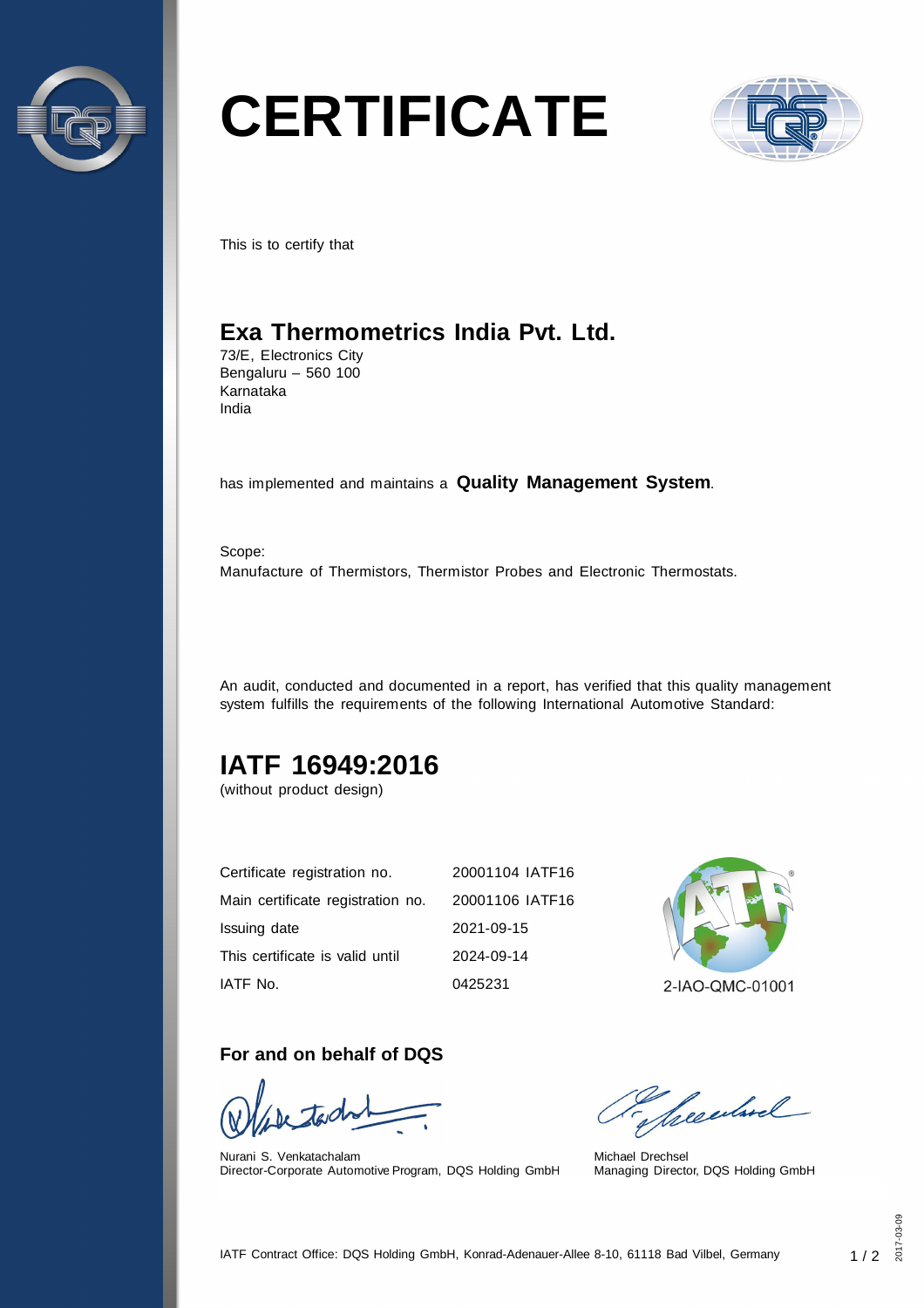# CERTIFICATE

This is to certify that

## Exa Thermometrics India Pvt. Ltd.

73/E, Electronics City
Bengaluru – 560 100
Karnataka
India

has implemented and maintains a **Quality Management System**.

Scope:
Manufacture of Thermistors, Thermistor Probes and Electronic Thermostats.

An audit, conducted and documented in a report, has verified that this quality management system fulfills the requirements of the following International Automotive Standard:

## IATF 16949:2016

(without product design)

| | |
|---|---|
| Certificate registration no. | 20001104 IATF16 |
| Main certificate registration no. | 20001106 IATF16 |
| Issuing date | 2021-09-15 |
| This certificate is valid until | 2024-09-14 |
| IATF No. | 0425231 |

2-IAO-QMC-01001

### For and on behalf of DQS

Nurani S. Venkatachalam
Director-Corporate Automotive Program, DQS Holding GmbH

Michael Drechsel
Managing Director, DQS Holding GmbH

IATF Contract Office: DQS Holding GmbH, Konrad-Adenauer-Allee 8-10, 61118 Bad Vilbel, Germany

2017-03-09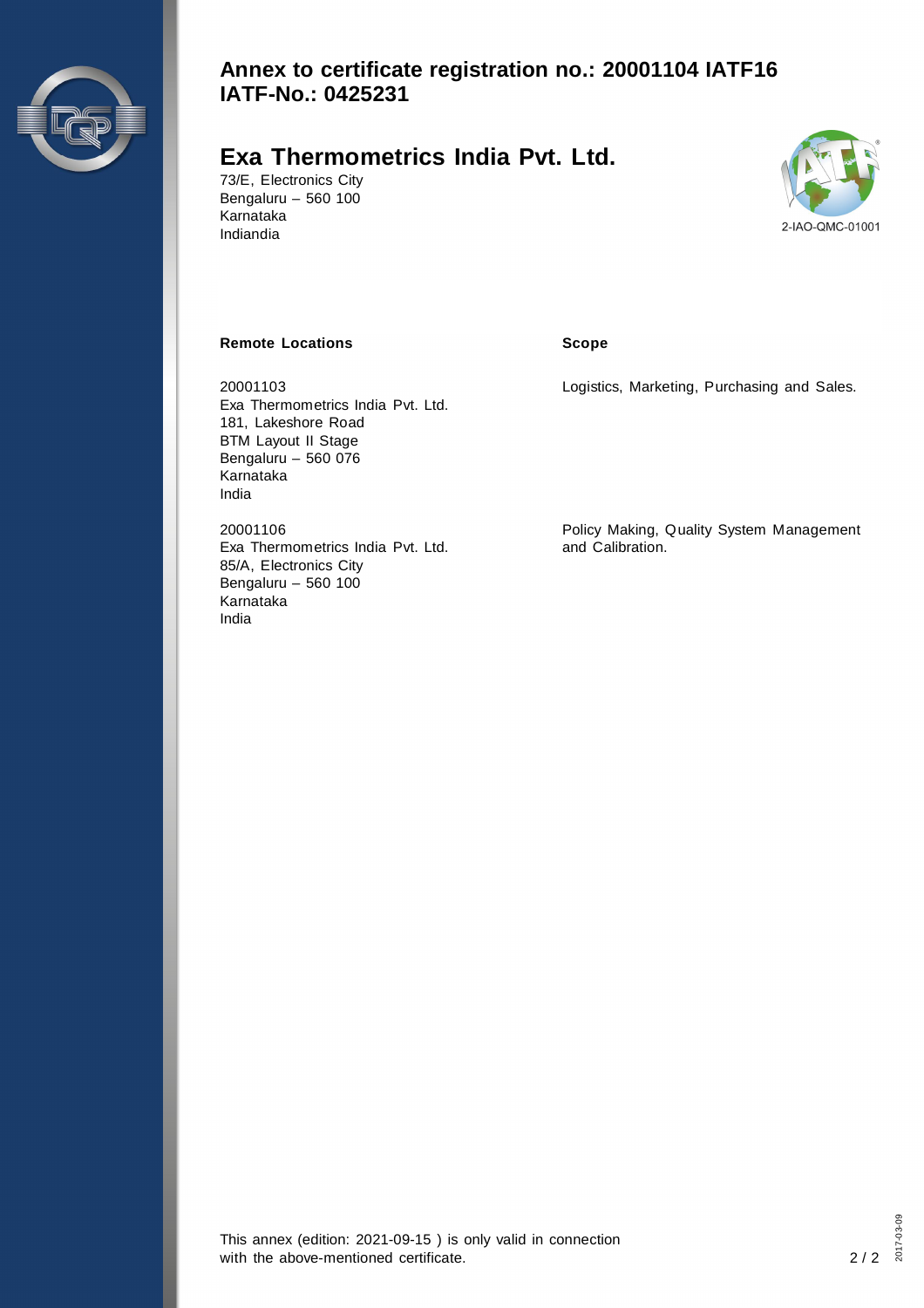# Annex to certificate registration no.: 20001104 IATF16
# IATF-No.: 0425231

## Exa Thermometrics India Pvt. Ltd.

73/E, Electronics City
Bengaluru – 560 100
Karnataka
Indiandia

2-IAO-QMC-01001

| Remote Locations | Scope |
|---|---|
| 20001103<br>Exa Thermometrics India Pvt. Ltd.<br>181, Lakeshore Road<br>BTM Layout II Stage<br>Bengaluru – 560 076<br>Karnataka<br>India | Logistics, Marketing, Purchasing and Sales. |
| 20001106<br>Exa Thermometrics India Pvt. Ltd.<br>85/A, Electronics City<br>Bengaluru – 560 100<br>Karnataka<br>India | Policy Making, Quality System Management and Calibration. |

This annex (edition: 2021-09-15 ) is only valid in connection with the above-mentioned certificate.

2017-03-09